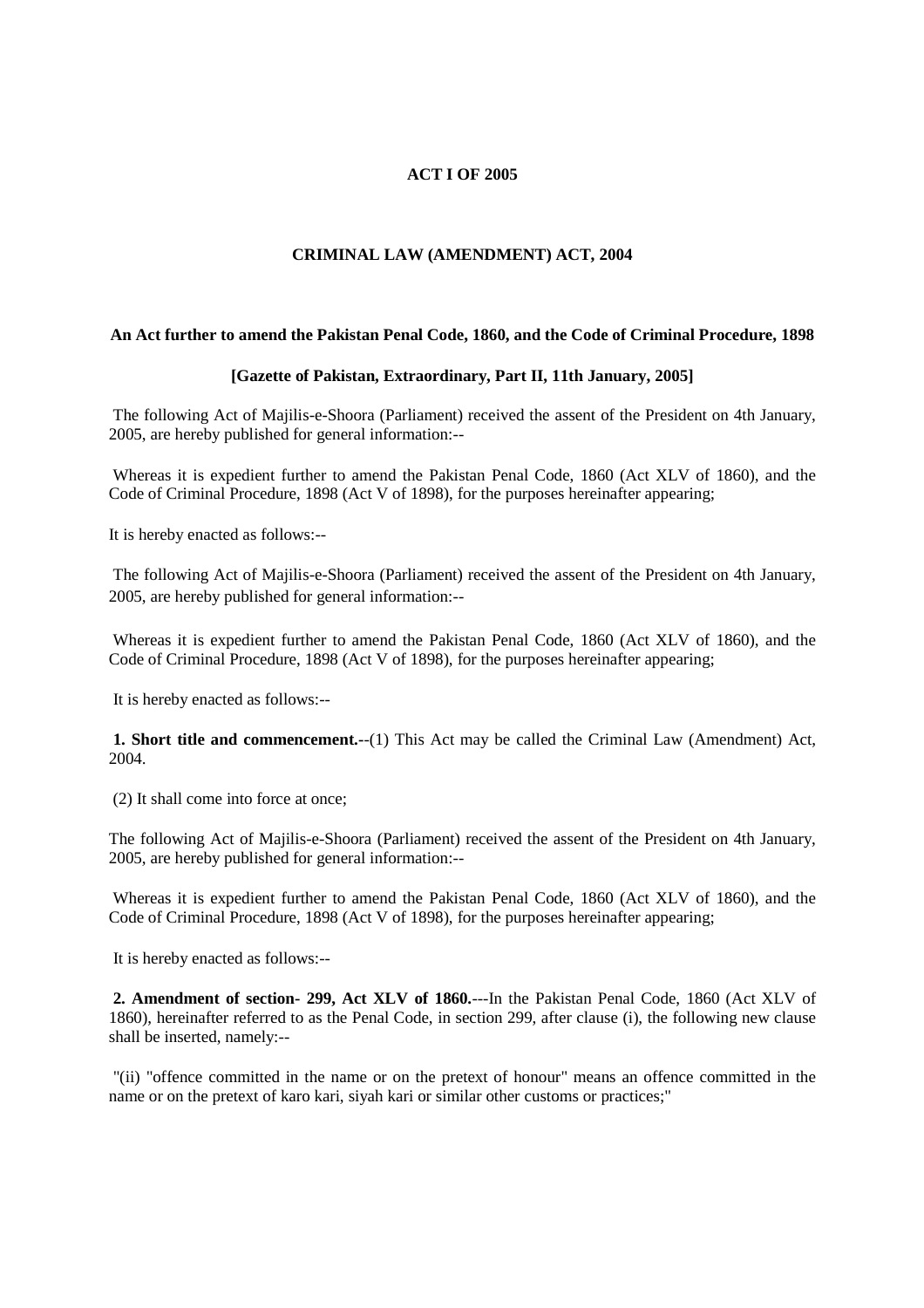**ACT I OF 2005**

**CRIMINAL LAW (AMENDMENT) ACT, 2004**

**An Act further to amend the Pakistan Penal Code, 1860, and the Code of Criminal Procedure, 1898**

**[Gazette of Pakistan, Extraordinary, Part II, 11th January, 2005]**

The following Act of Majilis-e-Shoora (Parliament) received the assent of the President on 4th January, 2005, are hereby published for general information:--

Whereas it is expedient further to amend the Pakistan Penal Code, 1860 (Act XLV of 1860), and the Code of Criminal Procedure, 1898 (Act V of 1898), for the purposes hereinafter appearing;

It is hereby enacted as follows:--

The following Act of Majilis-e-Shoora (Parliament) received the assent of the President on 4th January, 2005, are hereby published for general information:--

Whereas it is expedient further to amend the Pakistan Penal Code, 1860 (Act XLV of 1860), and the Code of Criminal Procedure, 1898 (Act V of 1898), for the purposes hereinafter appearing;

It is hereby enacted as follows:--

**1. Short title and commencement.**--(1) This Act may be called the Criminal Law (Amendment) Act, 2004.

(2) It shall come into force at once;

The following Act of Majilis-e-Shoora (Parliament) received the assent of the President on 4th January, 2005, are hereby published for general information:--

Whereas it is expedient further to amend the Pakistan Penal Code, 1860 (Act XLV of 1860), and the Code of Criminal Procedure, 1898 (Act V of 1898), for the purposes hereinafter appearing;

It is hereby enacted as follows:--

**2. Amendment of section- 299, Act XLV of 1860.**---In the Pakistan Penal Code, 1860 (Act XLV of 1860), hereinafter referred to as the Penal Code, in section 299, after clause (i), the following new clause shall be inserted, namely:--

"(ii) "offence committed in the name or on the pretext of honour" means an offence committed in the name or on the pretext of karo kari, siyah kari or similar other customs or practices;"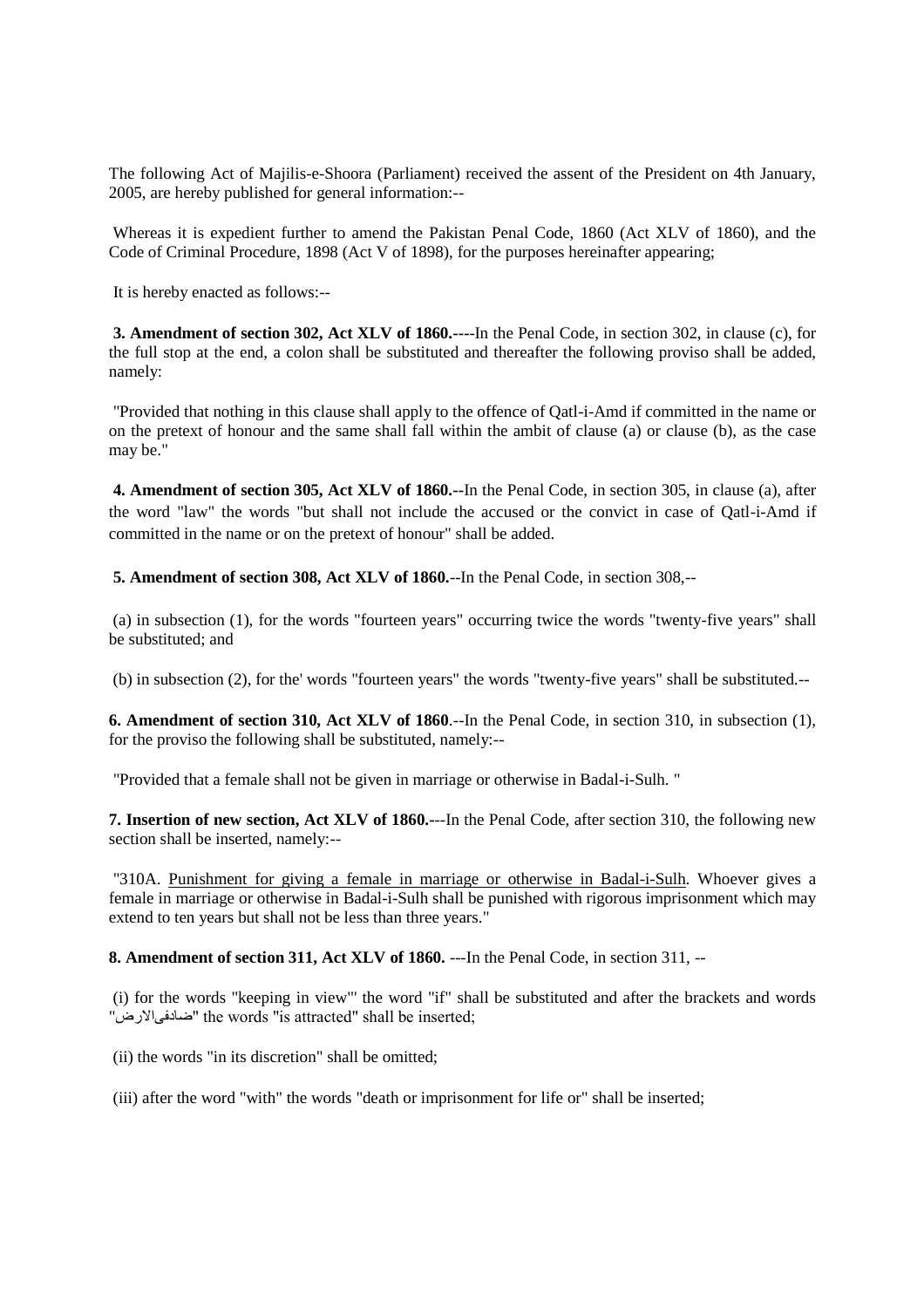The following Act of Majilis-e-Shoora (Parliament) received the assent of the President on 4th January, 2005, are hereby published for general information:--

Whereas it is expedient further to amend the Pakistan Penal Code, 1860 (Act XLV of 1860), and the Code of Criminal Procedure, 1898 (Act V of 1898), for the purposes hereinafter appearing;

It is hereby enacted as follows:--

**3. Amendment of section 302, Act XLV of 1860.**----In the Penal Code, in section 302, in clause (c), for the full stop at the end, a colon shall be substituted and thereafter the following proviso shall be added, namely:

"Provided that nothing in this clause shall apply to the offence of Qatl-i-Amd if committed in the name or on the pretext of honour and the same shall fall within the ambit of clause (a) or clause (b), as the case may be."

**4. Amendment of section 305, Act XLV of 1860.**--In the Penal Code, in section 305, in clause (a), after the word "law" the words "but shall not include the accused or the convict in case of Qatl-i-Amd if committed in the name or on the pretext of honour" shall be added.

**5. Amendment of section 308, Act XLV of 1860.**--In the Penal Code, in section 308,--

(a) in subsection (1), for the words "fourteen years" occurring twice the words "twenty-five years" shall be substituted; and

(b) in subsection (2), for the' words "fourteen years" the words "twenty-five years" shall be substituted.--

**6. Amendment of section 310, Act XLV of 1860**.--In the Penal Code, in section 310, in subsection (1), for the proviso the following shall be substituted, namely:--

"Provided that a female shall not be given in marriage or otherwise in Badal-i-Sulh. "

**7. Insertion of new section, Act XLV of 1860.**---In the Penal Code, after section 310, the following new section shall be inserted, namely:--

"310A. Punishment for giving a female in marriage or otherwise in Badal-i-Sulh. Whoever gives a female in marriage or otherwise in Badal-i-Sulh shall be punished with rigorous imprisonment which may extend to ten years but shall not be less than three years."

**8. Amendment of section 311, Act XLV of 1860.** ---In the Penal Code, in section 311, --

(i) for the words "keeping in view"' the word "if" shall be substituted and after the brackets and words "فسادفی‌الارض" the words "is attracted" shall be inserted;

(ii) the words "in its discretion" shall be omitted;

(iii) after the word "with" the words "death or imprisonment for life or" shall be inserted;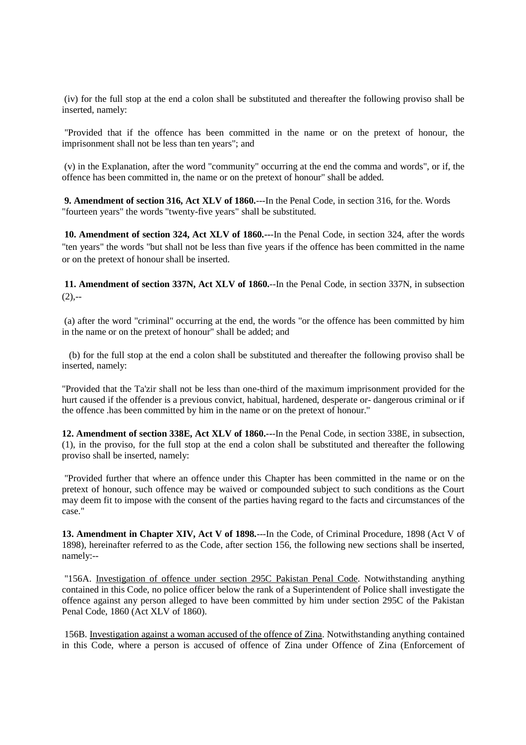(iv) for the full stop at the end a colon shall be substituted and thereafter the following proviso shall be inserted, namely:

"Provided that if the offence has been committed in the name or on the pretext of honour, the imprisonment shall not be less than ten years"; and

(v) in the Explanation, after the word "community" occurring at the end the comma and words", or if, the offence has been committed in, the name or on the pretext of honour" shall be added.

**9. Amendment of section 316, Act XLV of 1860.**---In the Penal Code, in section 316, for the. Words "fourteen years" the words "twenty-five years" shall be substituted.

**10. Amendment of section 324, Act XLV of 1860.**---In the Penal Code, in section 324, after the words "ten years" the words "but shall not be less than five years if the offence has been committed in the name or on the pretext of honour shall be inserted.

**11. Amendment of section 337N, Act XLV of 1860.**--In the Penal Code, in section 337N, in subsection (2),--

(a) after the word "criminal" occurring at the end, the words "or the offence has been committed by him in the name or on the pretext of honour" shall be added; and

(b) for the full stop at the end a colon shall be substituted and thereafter the following proviso shall be inserted, namely:

"Provided that the Ta'zir shall not be less than one-third of the maximum imprisonment provided for the hurt caused if the offender is a previous convict, habitual, hardened, desperate or- dangerous criminal or if the offence .has been committed by him in the name or on the pretext of honour."

**12. Amendment of section 338E, Act XLV of 1860.**---In the Penal Code, in section 338E, in subsection, (1), in the proviso, for the full stop at the end a colon shall be substituted and thereafter the following proviso shall be inserted, namely:

"Provided further that where an offence under this Chapter has been committed in the name or on the pretext of honour, such offence may be waived or compounded subject to such conditions as the Court may deem fit to impose with the consent of the parties having regard to the facts and circumstances of the case."

**13. Amendment in Chapter XIV, Act V of 1898.**---In the Code, of Criminal Procedure, 1898 (Act V of 1898), hereinafter referred to as the Code, after section 156, the following new sections shall be inserted, namely:--

"156A. Investigation of offence under section 295C Pakistan Penal Code. Notwithstanding anything contained in this Code, no police officer below the rank of a Superintendent of Police shall investigate the offence against any person alleged to have been committed by him under section 295C of the Pakistan Penal Code, 1860 (Act XLV of 1860).

156B. Investigation against a woman accused of the offence of Zina. Notwithstanding anything contained in this Code, where a person is accused of offence of Zina under Offence of Zina (Enforcement of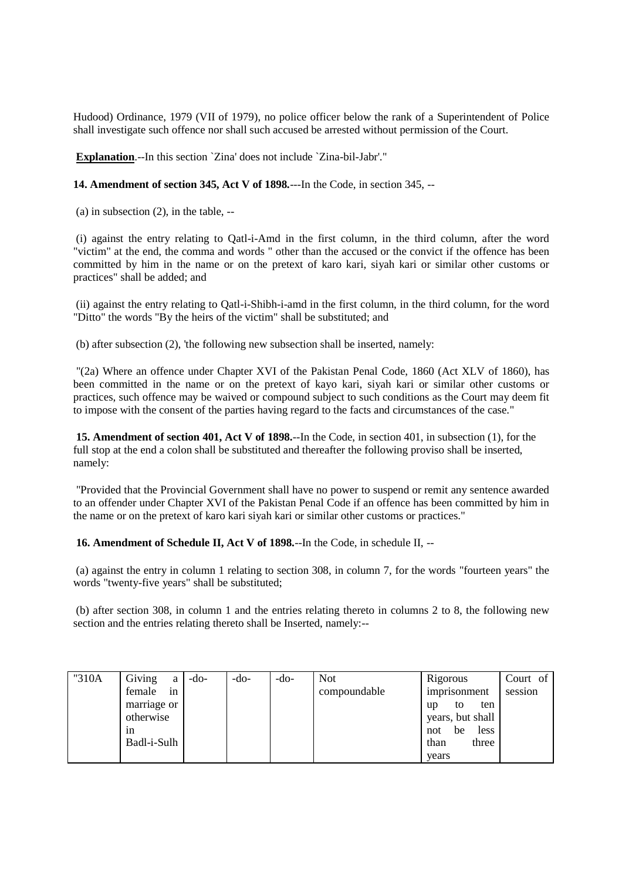Hudood) Ordinance, 1979 (VII of 1979), no police officer below the rank of a Superintendent of Police shall investigate such offence nor shall such accused be arrested without permission of the Court.

**Explanation**.--In this section `Zina' does not include `Zina-bil-Jabr'."

**14. Amendment of section 345, Act V of 1898.**---In the Code, in section 345, --

(a) in subsection (2), in the table, --

(i) against the entry relating to Qatl-i-Amd in the first column, in the third column, after the word "victim" at the end, the comma and words " other than the accused or the convict if the offence has been committed by him in the name or on the pretext of karo kari, siyah kari or similar other customs or practices" shall be added; and

(ii) against the entry relating to Qatl-i-Shibh-i-amd in the first column, in the third column, for the word "Ditto" the words "By the heirs of the victim" shall be substituted; and

(b) after subsection (2), 'the following new subsection shall be inserted, namely:

"(2a) Where an offence under Chapter XVI of the Pakistan Penal Code, 1860 (Act XLV of 1860), has been committed in the name or on the pretext of kayo kari, siyah kari or similar other customs or practices, such offence may be waived or compound subject to such conditions as the Court may deem fit to impose with the consent of the parties having regard to the facts and circumstances of the case."

**15. Amendment of section 401, Act V of 1898.**--In the Code, in section 401, in subsection (1), for the full stop at the end a colon shall be substituted and thereafter the following proviso shall be inserted, namely:

"Provided that the Provincial Government shall have no power to suspend or remit any sentence awarded to an offender under Chapter XVI of the Pakistan Penal Code if an offence has been committed by him in the name or on the pretext of karo kari siyah kari or similar other customs or practices."

**16. Amendment of Schedule II, Act V of 1898.**--In the Code, in schedule II, --

(a) against the entry in column 1 relating to section 308, in column 7, for the words "fourteen years" the words "twenty-five years" shall be substituted;

(b) after section 308, in column 1 and the entries relating thereto in columns 2 to 8, the following new section and the entries relating thereto shall be Inserted, namely:--

| | | | | | | | |
|---|---|---|---|---|---|---|---|
| "310A | Giving a female in marriage or otherwise in Badl-i-Sulh | -do- | -do- | -do- | Not compoundable | Rigorous imprisonment up to ten years, but shall not be less than three years | Court of session |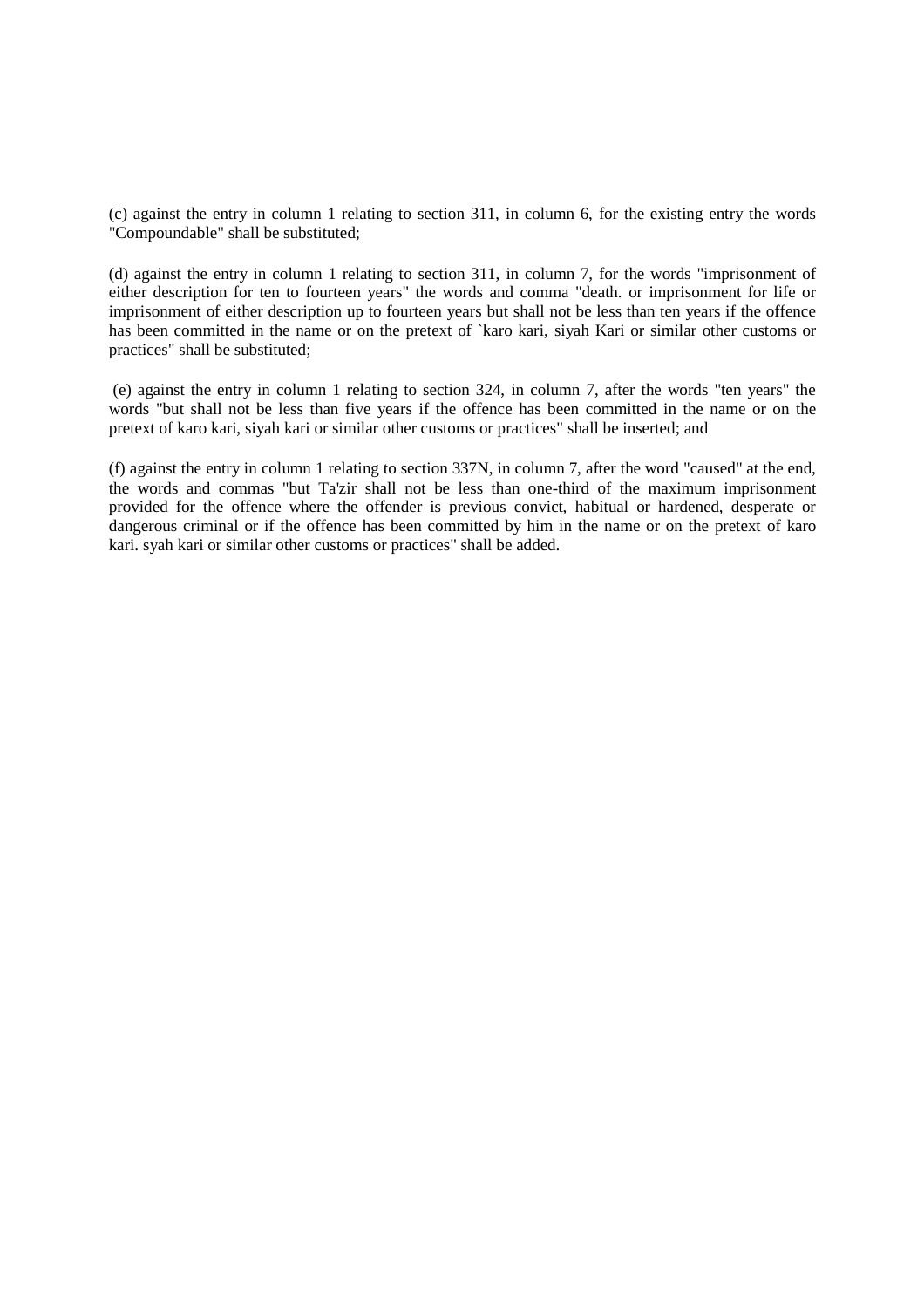(c) against the entry in column 1 relating to section 311, in column 6, for the existing entry the words "Compoundable" shall be substituted;

(d) against the entry in column 1 relating to section 311, in column 7, for the words "imprisonment of either description for ten to fourteen years" the words and comma "death. or imprisonment for life or imprisonment of either description up to fourteen years but shall not be less than ten years if the offence has been committed in the name or on the pretext of `karo kari, siyah Kari or similar other customs or practices" shall be substituted;

(e) against the entry in column 1 relating to section 324, in column 7, after the words "ten years" the words "but shall not be less than five years if the offence has been committed in the name or on the pretext of karo kari, siyah kari or similar other customs or practices" shall be inserted; and

(f) against the entry in column 1 relating to section 337N, in column 7, after the word "caused" at the end, the words and commas "but Ta'zir shall not be less than one-third of the maximum imprisonment provided for the offence where the offender is previous convict, habitual or hardened, desperate or dangerous criminal or if the offence has been committed by him in the name or on the pretext of karo kari. syah kari or similar other customs or practices" shall be added.